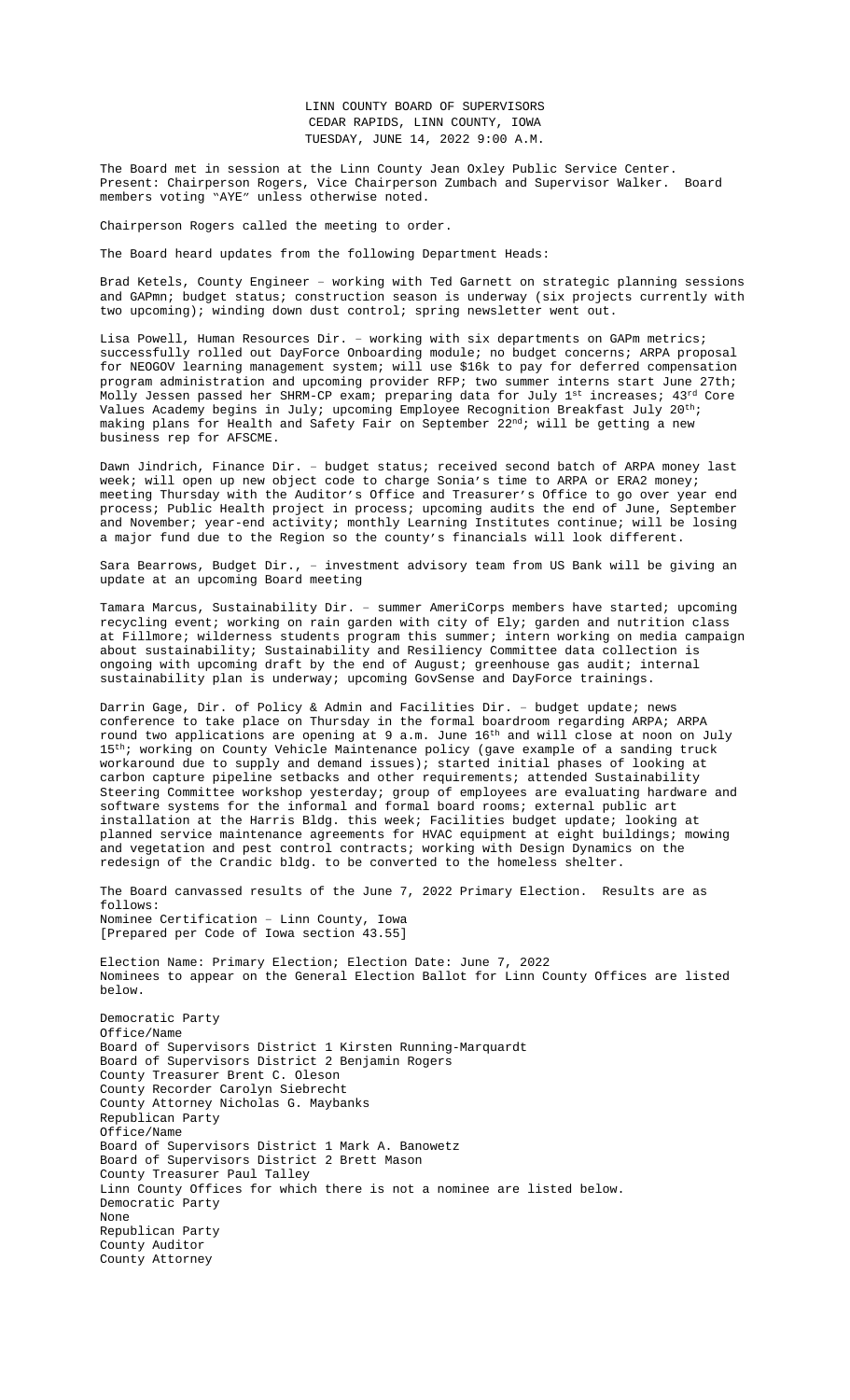LINN COUNTY BOARD OF SUPERVISORS
CEDAR RAPIDS, LINN COUNTY, IOWA
TUESDAY, JUNE 14, 2022 9:00 A.M.

The Board met in session at the Linn County Jean Oxley Public Service Center. Present: Chairperson Rogers, Vice Chairperson Zumbach and Supervisor Walker. Board members voting "AYE" unless otherwise noted.

Chairperson Rogers called the meeting to order.

The Board heard updates from the following Department Heads:

Brad Ketels, County Engineer – working with Ted Garnett on strategic planning sessions and GAPmn; budget status; construction season is underway (six projects currently with two upcoming); winding down dust control; spring newsletter went out.

Lisa Powell, Human Resources Dir. – working with six departments on GAPm metrics; successfully rolled out DayForce Onboarding module; no budget concerns; ARPA proposal for NEOGOV learning management system; will use $16k to pay for deferred compensation program administration and upcoming provider RFP; two summer interns start June 27th; Molly Jessen passed her SHRM-CP exam; preparing data for July 1st increases; 43rd Core Values Academy begins in July; upcoming Employee Recognition Breakfast July 20th; making plans for Health and Safety Fair on September 22nd; will be getting a new business rep for AFSCME.

Dawn Jindrich, Finance Dir. – budget status; received second batch of ARPA money last week; will open up new object code to charge Sonia's time to ARPA or ERA2 money; meeting Thursday with the Auditor's Office and Treasurer's Office to go over year end process; Public Health project in process; upcoming audits the end of June, September and November; year-end activity; monthly Learning Institutes continue; will be losing a major fund due to the Region so the county's financials will look different.

Sara Bearrows, Budget Dir., – investment advisory team from US Bank will be giving an update at an upcoming Board meeting

Tamara Marcus, Sustainability Dir. – summer AmeriCorps members have started; upcoming recycling event; working on rain garden with city of Ely; garden and nutrition class at Fillmore; wilderness students program this summer; intern working on media campaign about sustainability; Sustainability and Resiliency Committee data collection is ongoing with upcoming draft by the end of August; greenhouse gas audit; internal sustainability plan is underway; upcoming GovSense and DayForce trainings.

Darrin Gage, Dir. of Policy & Admin and Facilities Dir. – budget update; news conference to take place on Thursday in the formal boardroom regarding ARPA; ARPA round two applications are opening at 9 a.m. June 16th and will close at noon on July 15th; working on County Vehicle Maintenance policy (gave example of a sanding truck workaround due to supply and demand issues); started initial phases of looking at carbon capture pipeline setbacks and other requirements; attended Sustainability Steering Committee workshop yesterday; group of employees are evaluating hardware and software systems for the informal and formal board rooms; external public art installation at the Harris Bldg. this week; Facilities budget update; looking at planned service maintenance agreements for HVAC equipment at eight buildings; mowing and vegetation and pest control contracts; working with Design Dynamics on the redesign of the Crandic bldg. to be converted to the homeless shelter.

The Board canvassed results of the June 7, 2022 Primary Election. Results are as follows:
Nominee Certification – Linn County, Iowa
[Prepared per Code of Iowa section 43.55]

Election Name: Primary Election; Election Date: June 7, 2022
Nominees to appear on the General Election Ballot for Linn County Offices are listed below.

Democratic Party
Office/Name
Board of Supervisors District 1 Kirsten Running-Marquardt
Board of Supervisors District 2 Benjamin Rogers
County Treasurer Brent C. Oleson
County Recorder Carolyn Siebrecht
County Attorney Nicholas G. Maybanks
Republican Party
Office/Name
Board of Supervisors District 1 Mark A. Banowetz
Board of Supervisors District 2 Brett Mason
County Treasurer Paul Talley
Linn County Offices for which there is not a nominee are listed below.
Democratic Party
None
Republican Party
County Auditor
County Attorney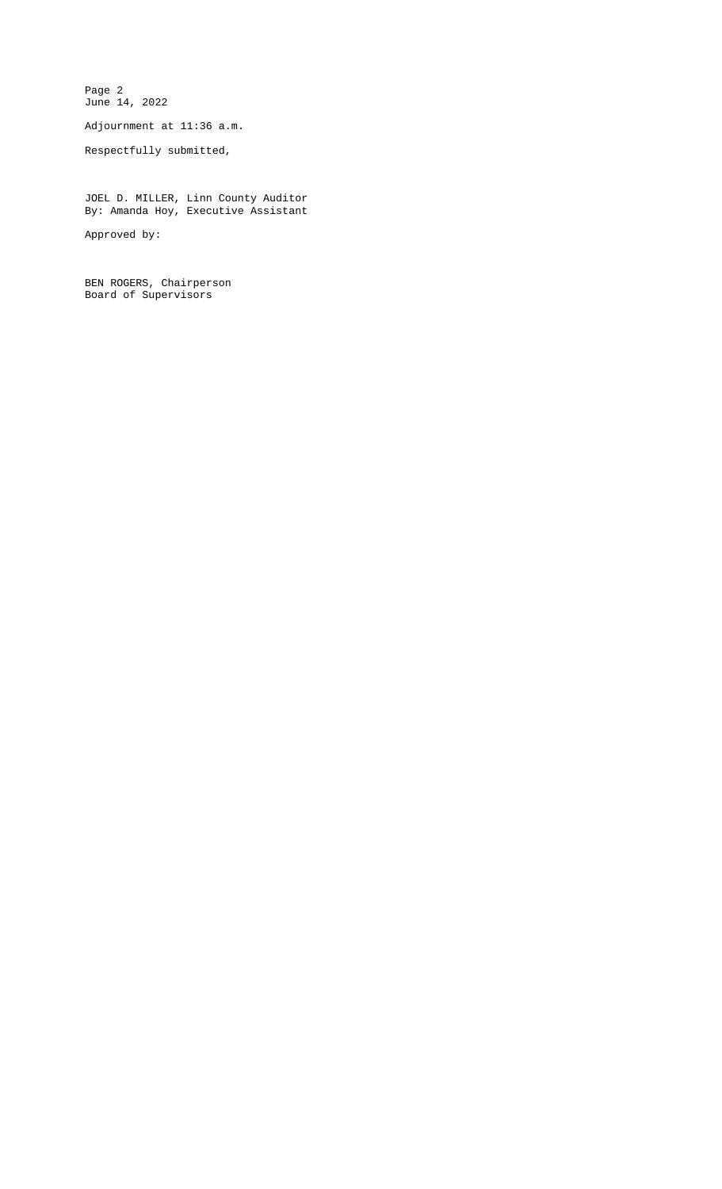Adjournment at 11:36 a.m.

Respectfully submitted,

JOEL D. MILLER, Linn County Auditor
By: Amanda Hoy, Executive Assistant

Approved by:

BEN ROGERS, Chairperson
Board of Supervisors